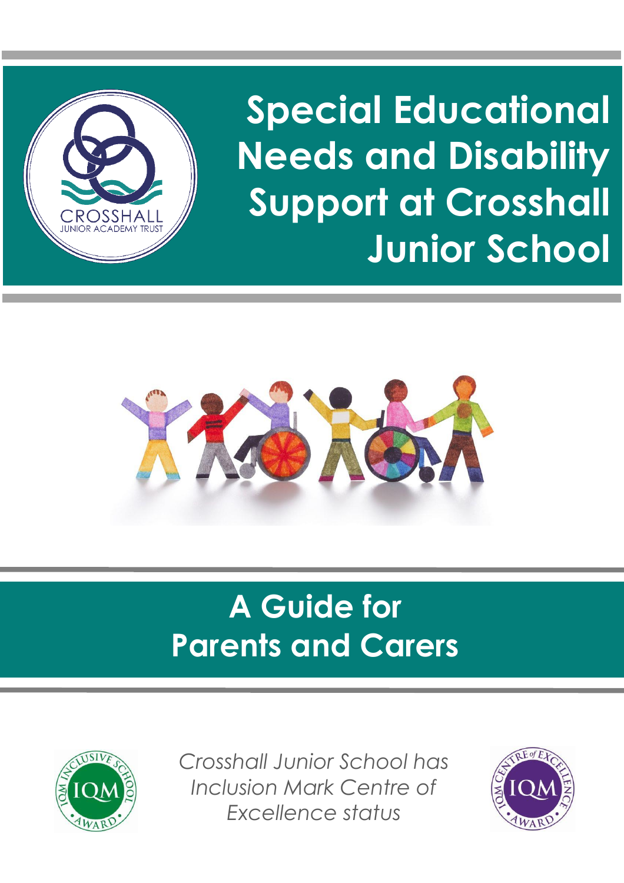# Special Educational Needs and Disability Support at Crosshall Junior School

## A Guide for Parents and Carers

*Crosshall Junior School has Inclusion Mark Centre of Excellence status*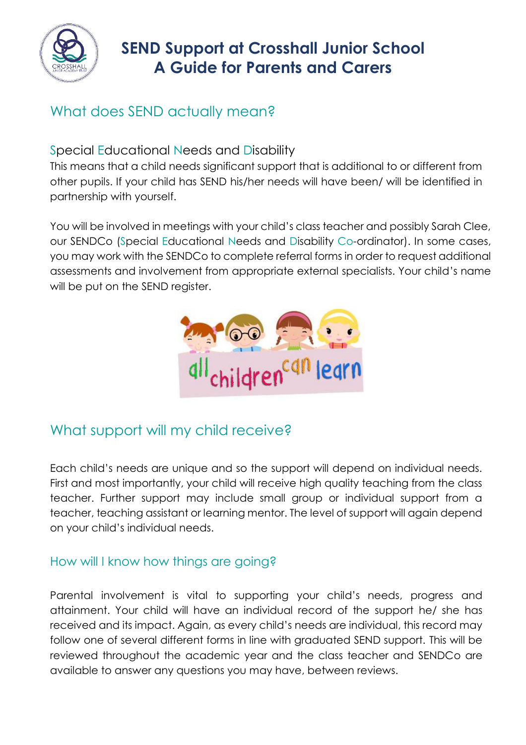# SEND Support at Crosshall Junior School
# A Guide for Parents and Carers

## What does SEND actually mean?

### Special Educational Needs and Disability

This means that a child needs significant support that is additional to or different from other pupils. If your child has SEND his/her needs will have been/ will be identified in partnership with yourself.

You will be involved in meetings with your child's class teacher and possibly Sarah Clee, our SENDCo (Special Educational Needs and Disability Co-ordinator). In some cases, you may work with the SENDCo to complete referral forms in order to request additional assessments and involvement from appropriate external specialists. Your child's name will be put on the SEND register.

## What support will my child receive?

Each child's needs are unique and so the support will depend on individual needs. First and most importantly, your child will receive high quality teaching from the class teacher. Further support may include small group or individual support from a teacher, teaching assistant or learning mentor. The level of support will again depend on your child's individual needs.

### How will I know how things are going?

Parental involvement is vital to supporting your child's needs, progress and attainment. Your child will have an individual record of the support he/ she has received and its impact. Again, as every child's needs are individual, this record may follow one of several different forms in line with graduated SEND support. This will be reviewed throughout the academic year and the class teacher and SENDCo are available to answer any questions you may have, between reviews.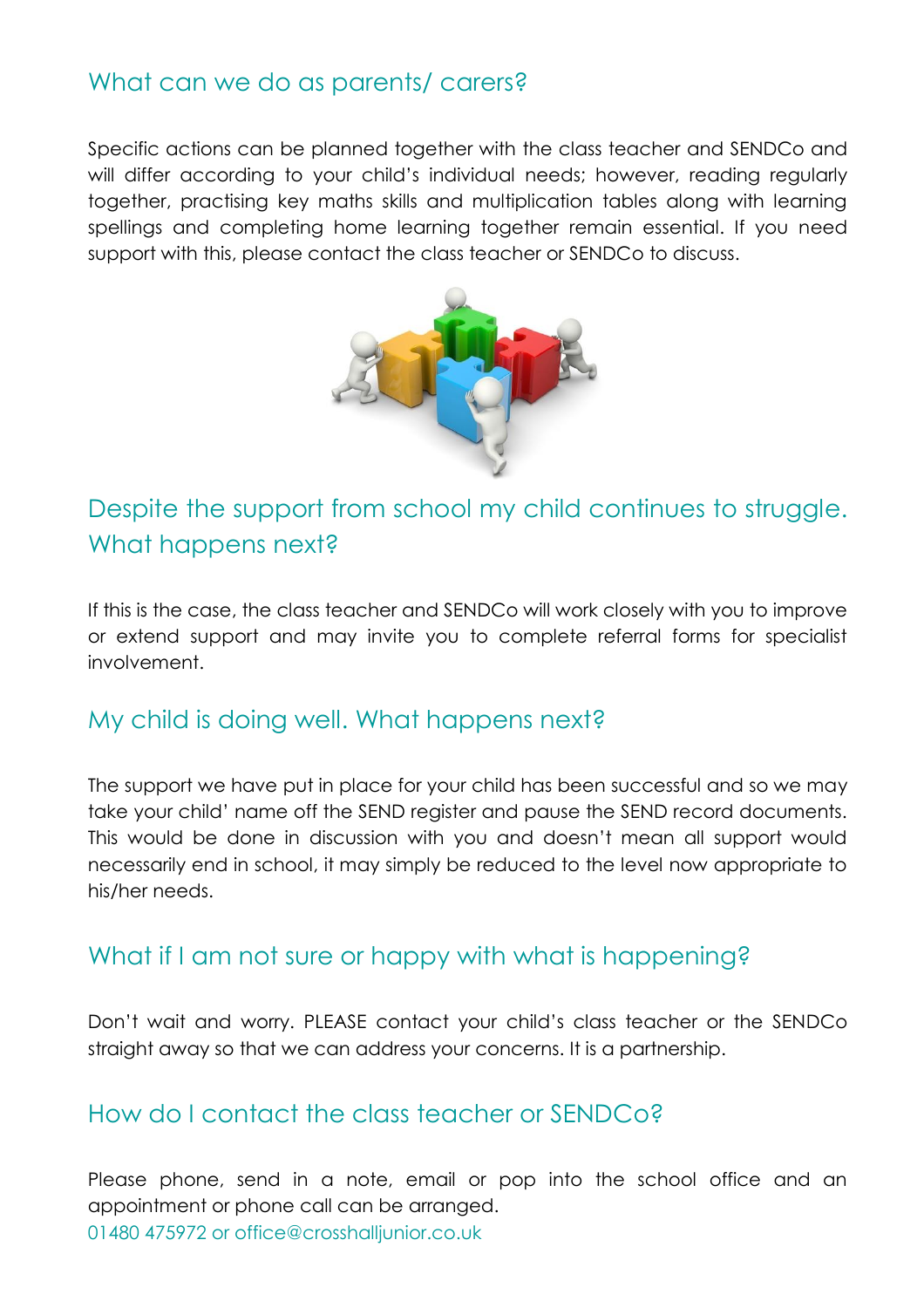## What can we do as parents/ carers?

Specific actions can be planned together with the class teacher and SENDCo and will differ according to your child's individual needs; however, reading regularly together, practising key maths skills and multiplication tables along with learning spellings and completing home learning together remain essential. If you need support with this, please contact the class teacher or SENDCo to discuss.

## Despite the support from school my child continues to struggle. What happens next?

If this is the case, the class teacher and SENDCo will work closely with you to improve or extend support and may invite you to complete referral forms for specialist involvement.

## My child is doing well. What happens next?

The support we have put in place for your child has been successful and so we may take your child' name off the SEND register and pause the SEND record documents. This would be done in discussion with you and doesn't mean all support would necessarily end in school, it may simply be reduced to the level now appropriate to his/her needs.

## What if I am not sure or happy with what is happening?

Don't wait and worry. PLEASE contact your child's class teacher or the SENDCo straight away so that we can address your concerns. It is a partnership.

## How do I contact the class teacher or SENDCo?

Please phone, send in a note, email or pop into the school office and an appointment or phone call can be arranged.
01480 475972 or office@crosshalljunior.co.uk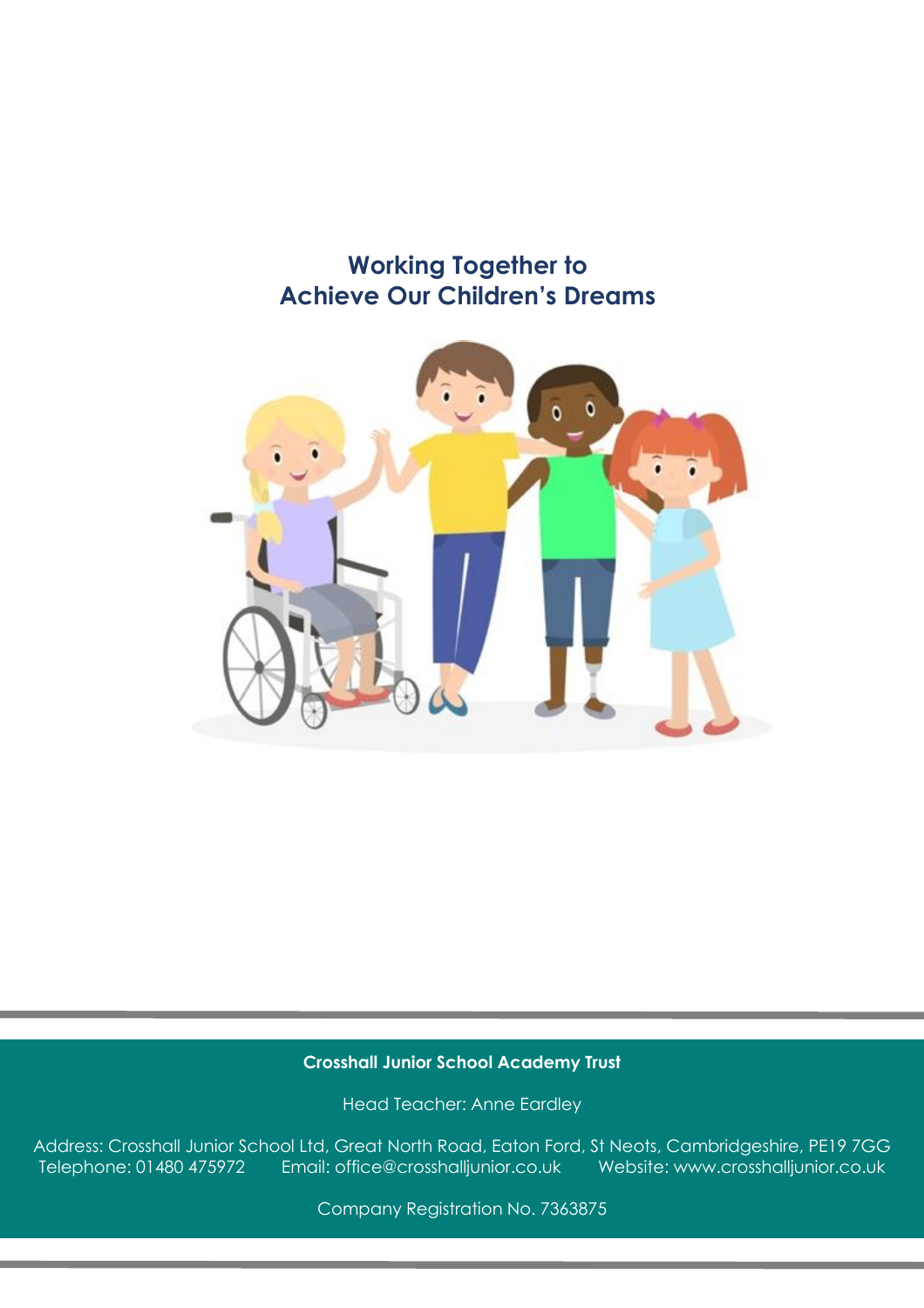## Working Together to Achieve Our Children's Dreams

**Crosshall Junior School Academy Trust**

Head Teacher: Anne Eardley

Address: Crosshall Junior School Ltd, Great North Road, Eaton Ford, St Neots, Cambridgeshire, PE19 7GG
Telephone: 01480 475972 Email: office@crosshalljunior.co.uk Website: www.crosshalljunior.co.uk

Company Registration No. 7363875